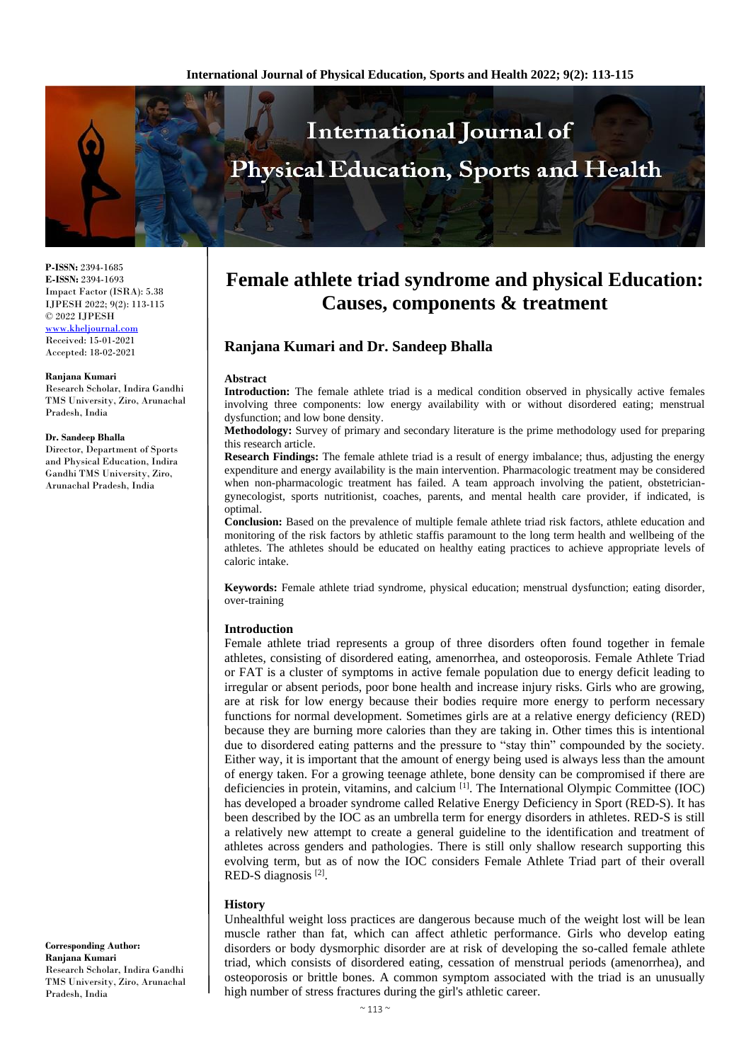# Female athlete triad syndrome and physical Education: Causes, components & treatment

**Ranjana Kumari and Dr. Sandeep Bhalla**

**P-ISSN:** 2394-1685
**E-ISSN:** 2394-1693
Impact Factor (ISRA): 5.38
IJPESH 2022; 9(2): 113-115
© 2022 IJPESH
www.kheljournal.com
Received: 15-01-2021
Accepted: 18-02-2021

**Ranjana Kumari**
Research Scholar, Indira Gandhi TMS University, Ziro, Arunachal Pradesh, India

**Dr. Sandeep Bhalla**
Director, Department of Sports and Physical Education, Indira Gandhi TMS University, Ziro, Arunachal Pradesh, India

**Corresponding Author:**
**Ranjana Kumari**
Research Scholar, Indira Gandhi TMS University, Ziro, Arunachal Pradesh, India

## Abstract

**Introduction:** The female athlete triad is a medical condition observed in physically active females involving three components: low energy availability with or without disordered eating; menstrual dysfunction; and low bone density.

**Methodology:** Survey of primary and secondary literature is the prime methodology used for preparing this research article.

**Research Findings:** The female athlete triad is a result of energy imbalance; thus, adjusting the energy expenditure and energy availability is the main intervention. Pharmacologic treatment may be considered when non-pharmacologic treatment has failed. A team approach involving the patient, obstetrician-gynecologist, sports nutritionist, coaches, parents, and mental health care provider, if indicated, is optimal.

**Conclusion:** Based on the prevalence of multiple female athlete triad risk factors, athlete education and monitoring of the risk factors by athletic staffis paramount to the long term health and wellbeing of the athletes. The athletes should be educated on healthy eating practices to achieve appropriate levels of caloric intake.

**Keywords:** Female athlete triad syndrome, physical education; menstrual dysfunction; eating disorder, over-training

## Introduction

Female athlete triad represents a group of three disorders often found together in female athletes, consisting of disordered eating, amenorrhea, and osteoporosis. Female Athlete Triad or FAT is a cluster of symptoms in active female population due to energy deficit leading to irregular or absent periods, poor bone health and increase injury risks. Girls who are growing, are at risk for low energy because their bodies require more energy to perform necessary functions for normal development. Sometimes girls are at a relative energy deficiency (RED) because they are burning more calories than they are taking in. Other times this is intentional due to disordered eating patterns and the pressure to "stay thin" compounded by the society. Either way, it is important that the amount of energy being used is always less than the amount of energy taken. For a growing teenage athlete, bone density can be compromised if there are deficiencies in protein, vitamins, and calcium [1]. The International Olympic Committee (IOC) has developed a broader syndrome called Relative Energy Deficiency in Sport (RED-S). It has been described by the IOC as an umbrella term for energy disorders in athletes. RED-S is still a relatively new attempt to create a general guideline to the identification and treatment of athletes across genders and pathologies. There is still only shallow research supporting this evolving term, but as of now the IOC considers Female Athlete Triad part of their overall RED-S diagnosis [2].

## History

Unhealthful weight loss practices are dangerous because much of the weight lost will be lean muscle rather than fat, which can affect athletic performance. Girls who develop eating disorders or body dysmorphic disorder are at risk of developing the so-called female athlete triad, which consists of disordered eating, cessation of menstrual periods (amenorrhea), and osteoporosis or brittle bones. A common symptom associated with the triad is an unusually high number of stress fractures during the girl's athletic career.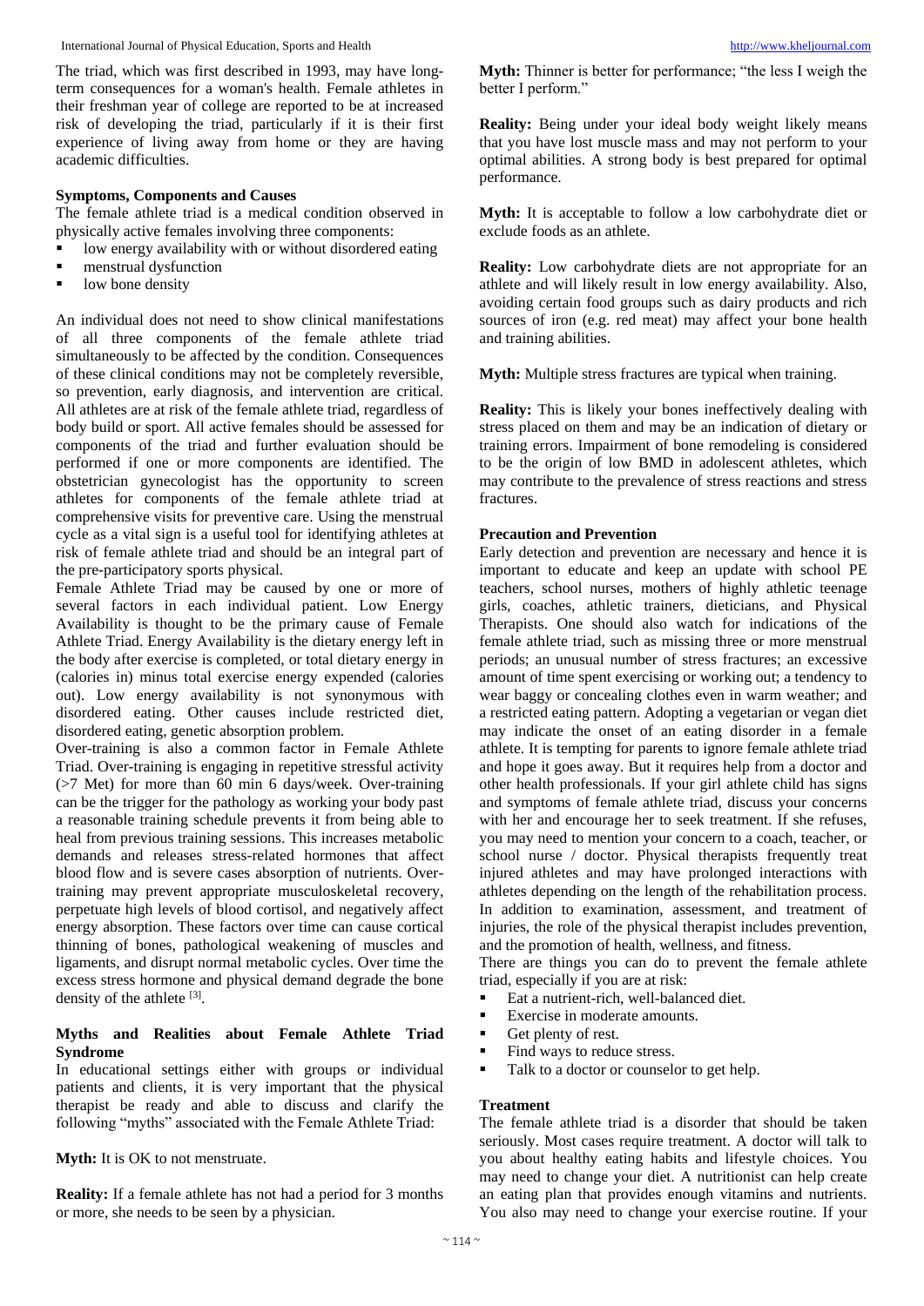The triad, which was first described in 1993, may have long-term consequences for a woman's health. Female athletes in their freshman year of college are reported to be at increased risk of developing the triad, particularly if it is their first experience of living away from home or they are having academic difficulties.

### Symptoms, Components and Causes

The female athlete triad is a medical condition observed in physically active females involving three components:

- low energy availability with or without disordered eating
- menstrual dysfunction
- low bone density

An individual does not need to show clinical manifestations of all three components of the female athlete triad simultaneously to be affected by the condition. Consequences of these clinical conditions may not be completely reversible, so prevention, early diagnosis, and intervention are critical. All athletes are at risk of the female athlete triad, regardless of body build or sport. All active females should be assessed for components of the triad and further evaluation should be performed if one or more components are identified. The obstetrician gynecologist has the opportunity to screen athletes for components of the female athlete triad at comprehensive visits for preventive care. Using the menstrual cycle as a vital sign is a useful tool for identifying athletes at risk of female athlete triad and should be an integral part of the pre-participatory sports physical.

Female Athlete Triad may be caused by one or more of several factors in each individual patient. Low Energy Availability is thought to be the primary cause of Female Athlete Triad. Energy Availability is the dietary energy left in the body after exercise is completed, or total dietary energy in (calories in) minus total exercise energy expended (calories out). Low energy availability is not synonymous with disordered eating. Other causes include restricted diet, disordered eating, genetic absorption problem.

Over-training is also a common factor in Female Athlete Triad. Over-training is engaging in repetitive stressful activity (>7 Met) for more than 60 min 6 days/week. Over-training can be the trigger for the pathology as working your body past a reasonable training schedule prevents it from being able to heal from previous training sessions. This increases metabolic demands and releases stress-related hormones that affect blood flow and is severe cases absorption of nutrients. Over-training may prevent appropriate musculoskeletal recovery, perpetuate high levels of blood cortisol, and negatively affect energy absorption. These factors over time can cause cortical thinning of bones, pathological weakening of muscles and ligaments, and disrupt normal metabolic cycles. Over time the excess stress hormone and physical demand degrade the bone density of the athlete [3].

### Myths and Realities about Female Athlete Triad Syndrome

In educational settings either with groups or individual patients and clients, it is very important that the physical therapist be ready and able to discuss and clarify the following "myths" associated with the Female Athlete Triad:

**Myth:** It is OK to not menstruate.

**Reality:** If a female athlete has not had a period for 3 months or more, she needs to be seen by a physician.

**Myth:** Thinner is better for performance; "the less I weigh the better I perform."

**Reality:** Being under your ideal body weight likely means that you have lost muscle mass and may not perform to your optimal abilities. A strong body is best prepared for optimal performance.

**Myth:** It is acceptable to follow a low carbohydrate diet or exclude foods as an athlete.

**Reality:** Low carbohydrate diets are not appropriate for an athlete and will likely result in low energy availability. Also, avoiding certain food groups such as dairy products and rich sources of iron (e.g. red meat) may affect your bone health and training abilities.

**Myth:** Multiple stress fractures are typical when training.

**Reality:** This is likely your bones ineffectively dealing with stress placed on them and may be an indication of dietary or training errors. Impairment of bone remodeling is considered to be the origin of low BMD in adolescent athletes, which may contribute to the prevalence of stress reactions and stress fractures.

### Precaution and Prevention

Early detection and prevention are necessary and hence it is important to educate and keep an update with school PE teachers, school nurses, mothers of highly athletic teenage girls, coaches, athletic trainers, dieticians, and Physical Therapists. One should also watch for indications of the female athlete triad, such as missing three or more menstrual periods; an unusual number of stress fractures; an excessive amount of time spent exercising or working out; a tendency to wear baggy or concealing clothes even in warm weather; and a restricted eating pattern. Adopting a vegetarian or vegan diet may indicate the onset of an eating disorder in a female athlete. It is tempting for parents to ignore female athlete triad and hope it goes away. But it requires help from a doctor and other health professionals. If your girl athlete child has signs and symptoms of female athlete triad, discuss your concerns with her and encourage her to seek treatment. If she refuses, you may need to mention your concern to a coach, teacher, or school nurse / doctor. Physical therapists frequently treat injured athletes and may have prolonged interactions with athletes depending on the length of the rehabilitation process. In addition to examination, assessment, and treatment of injuries, the role of the physical therapist includes prevention, and the promotion of health, wellness, and fitness.

There are things you can do to prevent the female athlete triad, especially if you are at risk:

- Eat a nutrient-rich, well-balanced diet.
- Exercise in moderate amounts.
- Get plenty of rest.
- Find ways to reduce stress.
- Talk to a doctor or counselor to get help.

### Treatment

The female athlete triad is a disorder that should be taken seriously. Most cases require treatment. A doctor will talk to you about healthy eating habits and lifestyle choices. You may need to change your diet. A nutritionist can help create an eating plan that provides enough vitamins and nutrients. You also may need to change your exercise routine. If your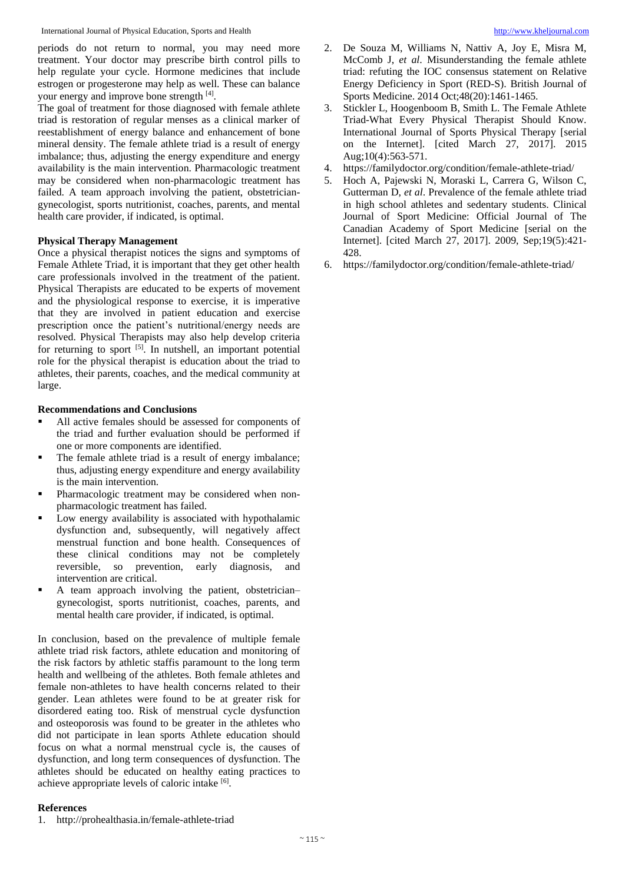periods do not return to normal, you may need more treatment. Your doctor may prescribe birth control pills to help regulate your cycle. Hormone medicines that include estrogen or progesterone may help as well. These can balance your energy and improve bone strength [4].

The goal of treatment for those diagnosed with female athlete triad is restoration of regular menses as a clinical marker of reestablishment of energy balance and enhancement of bone mineral density. The female athlete triad is a result of energy imbalance; thus, adjusting the energy expenditure and energy availability is the main intervention. Pharmacologic treatment may be considered when non-pharmacologic treatment has failed. A team approach involving the patient, obstetrician-gynecologist, sports nutritionist, coaches, parents, and mental health care provider, if indicated, is optimal.

**Physical Therapy Management**

Once a physical therapist notices the signs and symptoms of Female Athlete Triad, it is important that they get other health care professionals involved in the treatment of the patient. Physical Therapists are educated to be experts of movement and the physiological response to exercise, it is imperative that they are involved in patient education and exercise prescription once the patient's nutritional/energy needs are resolved. Physical Therapists may also help develop criteria for returning to sport [5]. In nutshell, an important potential role for the physical therapist is education about the triad to athletes, their parents, coaches, and the medical community at large.

**Recommendations and Conclusions**

- All active females should be assessed for components of the triad and further evaluation should be performed if one or more components are identified.
- The female athlete triad is a result of energy imbalance; thus, adjusting energy expenditure and energy availability is the main intervention.
- Pharmacologic treatment may be considered when non-pharmacologic treatment has failed.
- Low energy availability is associated with hypothalamic dysfunction and, subsequently, will negatively affect menstrual function and bone health. Consequences of these clinical conditions may not be completely reversible, so prevention, early diagnosis, and intervention are critical.
- A team approach involving the patient, obstetrician–gynecologist, sports nutritionist, coaches, parents, and mental health care provider, if indicated, is optimal.

In conclusion, based on the prevalence of multiple female athlete triad risk factors, athlete education and monitoring of the risk factors by athletic staffis paramount to the long term health and wellbeing of the athletes. Both female athletes and female non-athletes to have health concerns related to their gender. Lean athletes were found to be at greater risk for disordered eating too. Risk of menstrual cycle dysfunction and osteoporosis was found to be greater in the athletes who did not participate in lean sports Athlete education should focus on what a normal menstrual cycle is, the causes of dysfunction, and long term consequences of dysfunction. The athletes should be educated on healthy eating practices to achieve appropriate levels of caloric intake [6].

**References**

1. http://prohealthasia.in/female-athlete-triad
2. De Souza M, Williams N, Nattiv A, Joy E, Misra M, McComb J, *et al*. Misunderstanding the female athlete triad: refuting the IOC consensus statement on Relative Energy Deficiency in Sport (RED-S). British Journal of Sports Medicine. 2014 Oct;48(20):1461-1465.
3. Stickler L, Hoogenboom B, Smith L. The Female Athlete Triad-What Every Physical Therapist Should Know. International Journal of Sports Physical Therapy [serial on the Internet]. [cited March 27, 2017]. 2015 Aug;10(4):563-571.
4. https://familydoctor.org/condition/female-athlete-triad/
5. Hoch A, Pajewski N, Moraski L, Carrera G, Wilson C, Gutterman D, *et al*. Prevalence of the female athlete triad in high school athletes and sedentary students. Clinical Journal of Sport Medicine: Official Journal of The Canadian Academy of Sport Medicine [serial on the Internet]. [cited March 27, 2017]. 2009, Sep;19(5):421-428.
6. https://familydoctor.org/condition/female-athlete-triad/